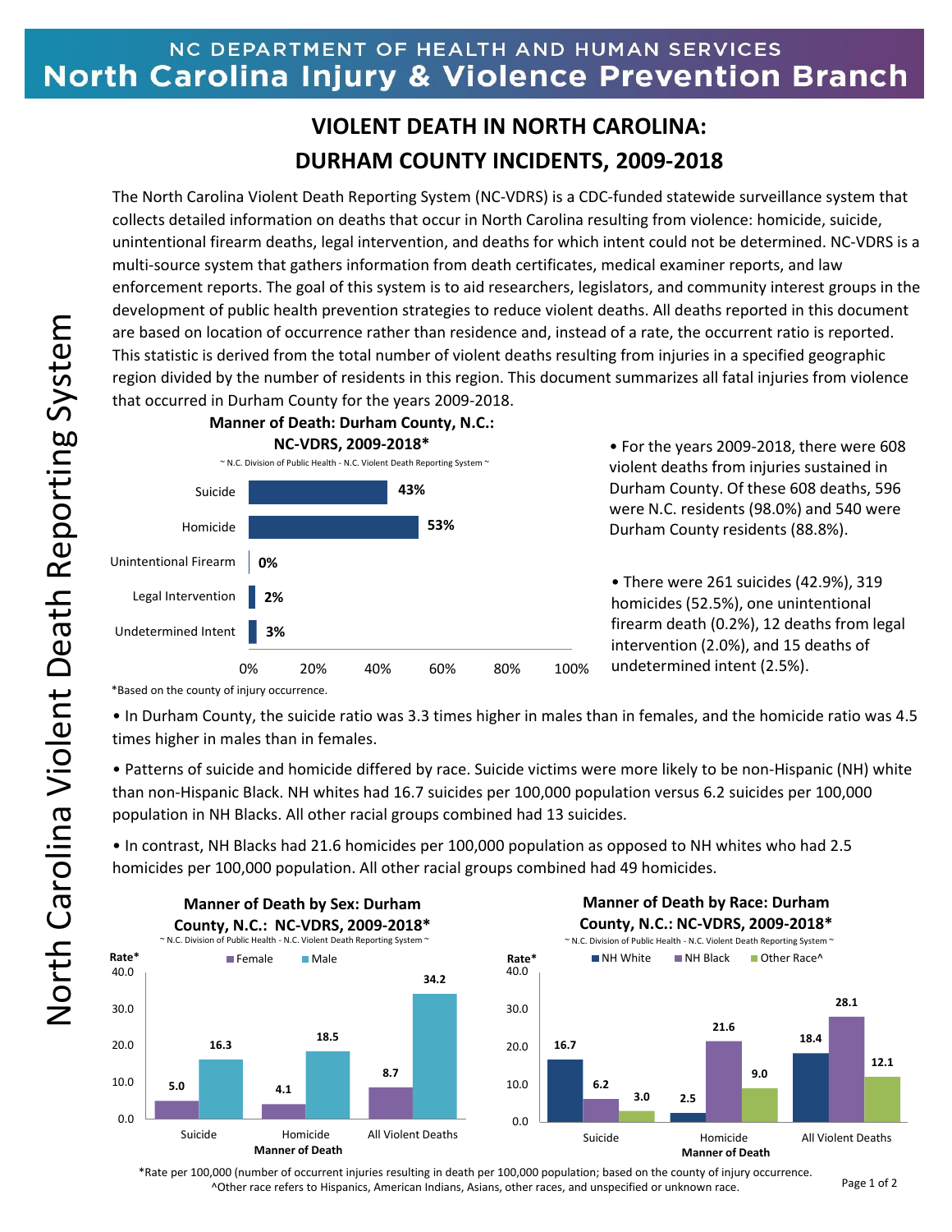NC DEPARTMENT OF HEALTH AND HUMAN SERVICES
**North Carolina Injury & Violence Prevention Branch**

# VIOLENT DEATH IN NORTH CAROLINA: DURHAM COUNTY INCIDENTS, 2009-2018

The North Carolina Violent Death Reporting System (NC-VDRS) is a CDC-funded statewide surveillance system that collects detailed information on deaths that occur in North Carolina resulting from violence: homicide, suicide, unintentional firearm deaths, legal intervention, and deaths for which intent could not be determined. NC-VDRS is a multi-source system that gathers information from death certificates, medical examiner reports, and law enforcement reports. The goal of this system is to aid researchers, legislators, and community interest groups in the development of public health prevention strategies to reduce violent deaths. All deaths reported in this document are based on location of occurrence rather than residence and, instead of a rate, the occurrent ratio is reported. This statistic is derived from the total number of violent deaths resulting from injuries in a specified geographic region divided by the number of residents in this region. This document summarizes all fatal injuries from violence that occurred in Durham County for the years 2009-2018.

**Manner of Death: Durham County, N.C.: NC-VDRS, 2009-2018***

~ N.C. Division of Public Health - N.C. Violent Death Reporting System ~

| Manner of Death | Percent |
|---|---|
| Suicide | 43% |
| Homicide | 53% |
| Unintentional Firearm | 0% |
| Legal Intervention | 2% |
| Undetermined Intent | 3% |

*Based on the county of injury occurrence.

• For the years 2009-2018, there were 608 violent deaths from injuries sustained in Durham County. Of these 608 deaths, 596 were N.C. residents (98.0%) and 540 were Durham County residents (88.8%).

• There were 261 suicides (42.9%), 319 homicides (52.5%), one unintentional firearm death (0.2%), 12 deaths from legal intervention (2.0%), and 15 deaths of undetermined intent (2.5%).

• In Durham County, the suicide ratio was 3.3 times higher in males than in females, and the homicide ratio was 4.5 times higher in males than in females.

• Patterns of suicide and homicide differed by race. Suicide victims were more likely to be non-Hispanic (NH) white than non-Hispanic Black. NH whites had 16.7 suicides per 100,000 population versus 6.2 suicides per 100,000 population in NH Blacks. All other racial groups combined had 13 suicides.

• In contrast, NH Blacks had 21.6 homicides per 100,000 population as opposed to NH whites who had 2.5 homicides per 100,000 population. All other racial groups combined had 49 homicides.

**Manner of Death by Sex: Durham County, N.C.: NC-VDRS, 2009-2018***

~ N.C. Division of Public Health - N.C. Violent Death Reporting System ~

| Manner of Death | Female (Rate*) | Male (Rate*) |
|---|---|---|
| Suicide | 5.0 | 16.3 |
| Homicide | 4.1 | 18.5 |
| All Violent Deaths | 8.7 | 34.2 |

**Manner of Death by Race: Durham County, N.C.: NC-VDRS, 2009-2018***

~ N.C. Division of Public Health - N.C. Violent Death Reporting System ~

| Manner of Death | NH White (Rate*) | NH Black (Rate*) | Other Race^ (Rate*) |
|---|---|---|---|
| Suicide | 16.7 | 6.2 | 3.0 |
| Homicide | 2.5 | 21.6 | 9.0 |
| All Violent Deaths | 18.4 | 28.1 | 12.1 |

*Rate per 100,000 (number of occurrent injuries resulting in death per 100,000 population; based on the county of injury occurrence.

^Other race refers to Hispanics, American Indians, Asians, other races, and unspecified or unknown race.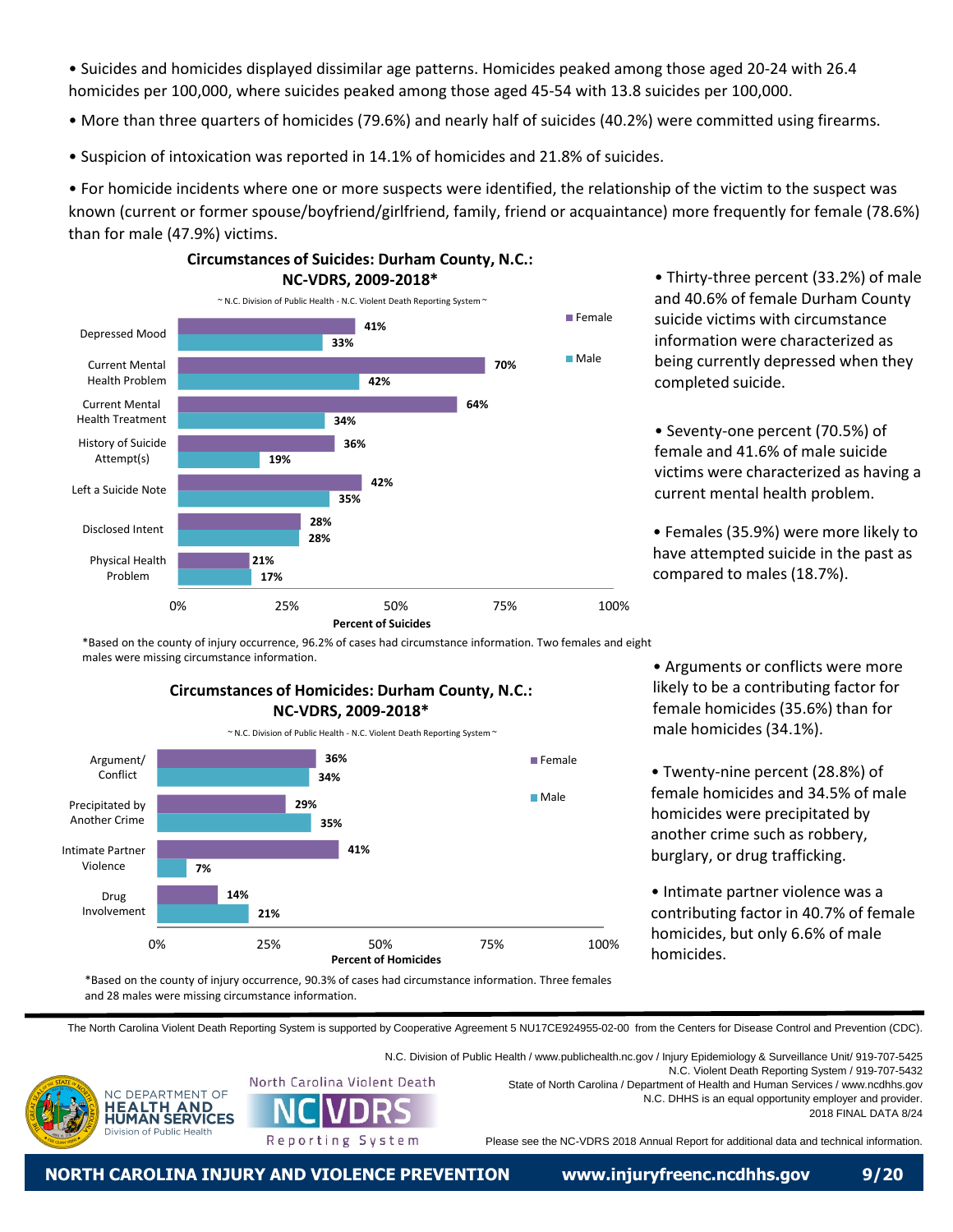- Suicides and homicides displayed dissimilar age patterns. Homicides peaked among those aged 20-24 with 26.4 homicides per 100,000, where suicides peaked among those aged 45-54 with 13.8 suicides per 100,000.
- More than three quarters of homicides (79.6%) and nearly half of suicides (40.2%) were committed using firearms.
- Suspicion of intoxication was reported in 14.1% of homicides and 21.8% of suicides.
- For homicide incidents where one or more suspects were identified, the relationship of the victim to the suspect was known (current or former spouse/boyfriend/girlfriend, family, friend or acquaintance) more frequently for female (78.6%) than for male (47.9%) victims.

**Circumstances of Suicides: Durham County, N.C.: NC-VDRS, 2009-2018***

~ N.C. Division of Public Health - N.C. Violent Death Reporting System ~

Female
Male

Depressed Mood 41% 33%
Current Mental Health Problem 70% 42%
Current Mental Health Treatment 64% 34%
History of Suicide Attempt(s) 36% 19%
Left a Suicide Note 42% 35%
Disclosed Intent 28% 28%
Physical Health Problem 21% 17%

0% 25% 50% 75% 100%
Percent of Suicides

*Based on the county of injury occurrence, 96.2% of cases had circumstance information. Two females and eight males were missing circumstance information.

- Thirty-three percent (33.2%) of male and 40.6% of female Durham County suicide victims with circumstance information were characterized as being currently depressed when they completed suicide.
- Seventy-one percent (70.5%) of female and 41.6% of male suicide victims were characterized as having a current mental health problem.
- Females (35.9%) were more likely to have attempted suicide in the past as compared to males (18.7%).

**Circumstances of Homicides: Durham County, N.C.: NC-VDRS, 2009-2018***

~ N.C. Division of Public Health - N.C. Violent Death Reporting System ~

Female
Male

Argument/ Conflict 36% 34%
Precipitated by Another Crime 29% 35%
Intimate Partner Violence 41% 7%
Drug Involvement 14% 21%

0% 25% 50% 75% 100%
Percent of Homicides

*Based on the county of injury occurrence, 90.3% of cases had circumstance information. Three females and 28 males were missing circumstance information.

- Arguments or conflicts were more likely to be a contributing factor for female homicides (35.6%) than for male homicides (34.1%).
- Twenty-nine percent (28.8%) of female homicides and 34.5% of male homicides were precipitated by another crime such as robbery, burglary, or drug trafficking.
- Intimate partner violence was a contributing factor in 40.7% of female homicides, but only 6.6% of male homicides.

The North Carolina Violent Death Reporting System is supported by Cooperative Agreement 5 NU17CE924955-02-00 from the Centers for Disease Control and Prevention (CDC).

N.C. Division of Public Health / www.publichealth.nc.gov / Injury Epidemiology & Surveillance Unit/ 919-707-5425
N.C. Violent Death Reporting System / 919-707-5432
State of North Carolina / Department of Health and Human Services / www.ncdhhs.gov
N.C. DHHS is an equal opportunity employer and provider.
2018 FINAL DATA 8/24

NC DEPARTMENT OF HEALTH AND HUMAN SERVICES Division of Public Health

North Carolina Violent Death NC VDRS Reporting System

Please see the NC-VDRS 2018 Annual Report for additional data and technical information.

NORTH CAROLINA INJURY AND VIOLENCE PREVENTION www.injuryfreenc.ncdhhs.gov